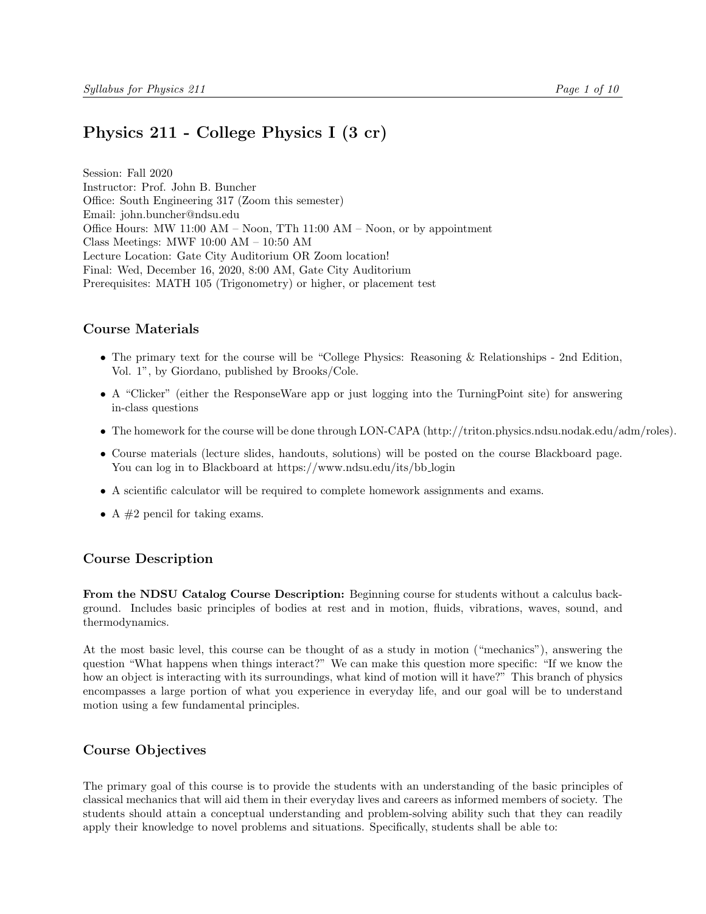# Physics 211 - College Physics I (3 cr)

Session: Fall 2020
Instructor: Prof. John B. Buncher
Office: South Engineering 317 (Zoom this semester)
Email: john.buncher@ndsu.edu
Office Hours: MW 11:00 AM – Noon, TTh 11:00 AM – Noon, or by appointment
Class Meetings: MWF 10:00 AM – 10:50 AM
Lecture Location: Gate City Auditorium OR Zoom location!
Final: Wed, December 16, 2020, 8:00 AM, Gate City Auditorium
Prerequisites: MATH 105 (Trigonometry) or higher, or placement test

## Course Materials

- The primary text for the course will be "College Physics: Reasoning & Relationships - 2nd Edition, Vol. 1", by Giordano, published by Brooks/Cole.
- A "Clicker" (either the ResponseWare app or just logging into the TurningPoint site) for answering in-class questions
- The homework for the course will be done through LON-CAPA (http://triton.physics.ndsu.nodak.edu/adm/roles).
- Course materials (lecture slides, handouts, solutions) will be posted on the course Blackboard page. You can log in to Blackboard at https://www.ndsu.edu/its/bb_login
- A scientific calculator will be required to complete homework assignments and exams.
- A #2 pencil for taking exams.

## Course Description

**From the NDSU Catalog Course Description:** Beginning course for students without a calculus background. Includes basic principles of bodies at rest and in motion, fluids, vibrations, waves, sound, and thermodynamics.

At the most basic level, this course can be thought of as a study in motion ("mechanics"), answering the question "What happens when things interact?" We can make this question more specific: "If we know the how an object is interacting with its surroundings, what kind of motion will it have?" This branch of physics encompasses a large portion of what you experience in everyday life, and our goal will be to understand motion using a few fundamental principles.

## Course Objectives

The primary goal of this course is to provide the students with an understanding of the basic principles of classical mechanics that will aid them in their everyday lives and careers as informed members of society. The students should attain a conceptual understanding and problem-solving ability such that they can readily apply their knowledge to novel problems and situations. Specifically, students shall be able to: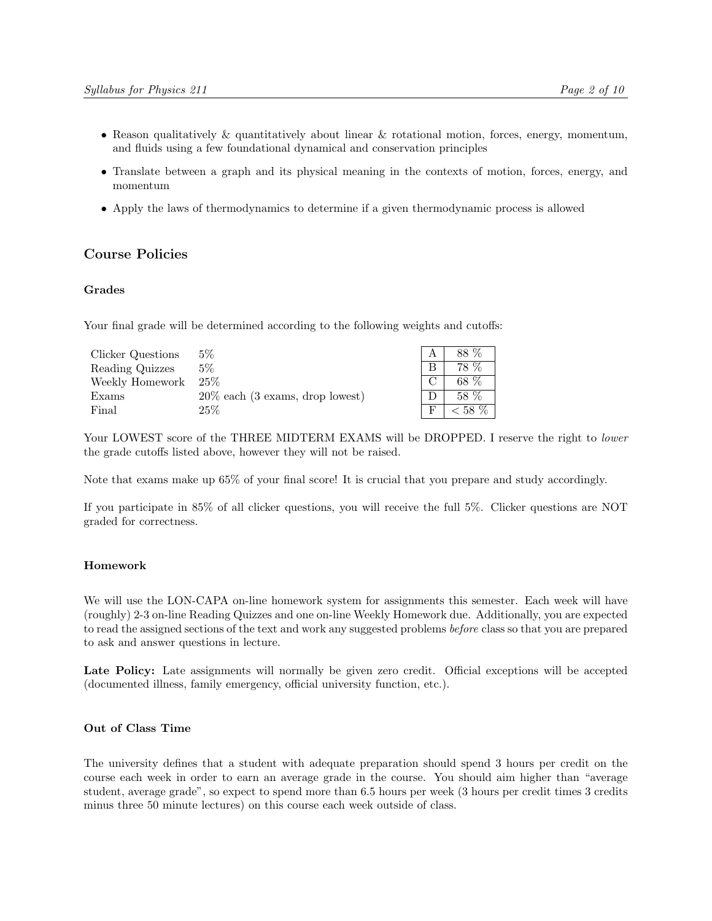- Reason qualitatively & quantitatively about linear & rotational motion, forces, energy, momentum, and fluids using a few foundational dynamical and conservation principles
- Translate between a graph and its physical meaning in the contexts of motion, forces, energy, and momentum
- Apply the laws of thermodynamics to determine if a given thermodynamic process is allowed

## Course Policies

### Grades

Your final grade will be determined according to the following weights and cutoffs:

| | |
|---|---|
| Clicker Questions | 5% |
| Reading Quizzes | 5% |
| Weekly Homework | 25% |
| Exams | 20% each (3 exams, drop lowest) |
| Final | 25% |

| | |
|---|---|
| A | 88 % |
| B | 78 % |
| C | 68 % |
| D | 58 % |
| F | < 58 % |

Your LOWEST score of the THREE MIDTERM EXAMS will be DROPPED. I reserve the right to *lower* the grade cutoffs listed above, however they will not be raised.

Note that exams make up 65% of your final score! It is crucial that you prepare and study accordingly.

If you participate in 85% of all clicker questions, you will receive the full 5%. Clicker questions are NOT graded for correctness.

### Homework

We will use the LON-CAPA on-line homework system for assignments this semester. Each week will have (roughly) 2-3 on-line Reading Quizzes and one on-line Weekly Homework due. Additionally, you are expected to read the assigned sections of the text and work any suggested problems *before* class so that you are prepared to ask and answer questions in lecture.

**Late Policy:** Late assignments will normally be given zero credit. Official exceptions will be accepted (documented illness, family emergency, official university function, etc.).

### Out of Class Time

The university defines that a student with adequate preparation should spend 3 hours per credit on the course each week in order to earn an average grade in the course. You should aim higher than "average student, average grade", so expect to spend more than 6.5 hours per week (3 hours per credit times 3 credits minus three 50 minute lectures) on this course each week outside of class.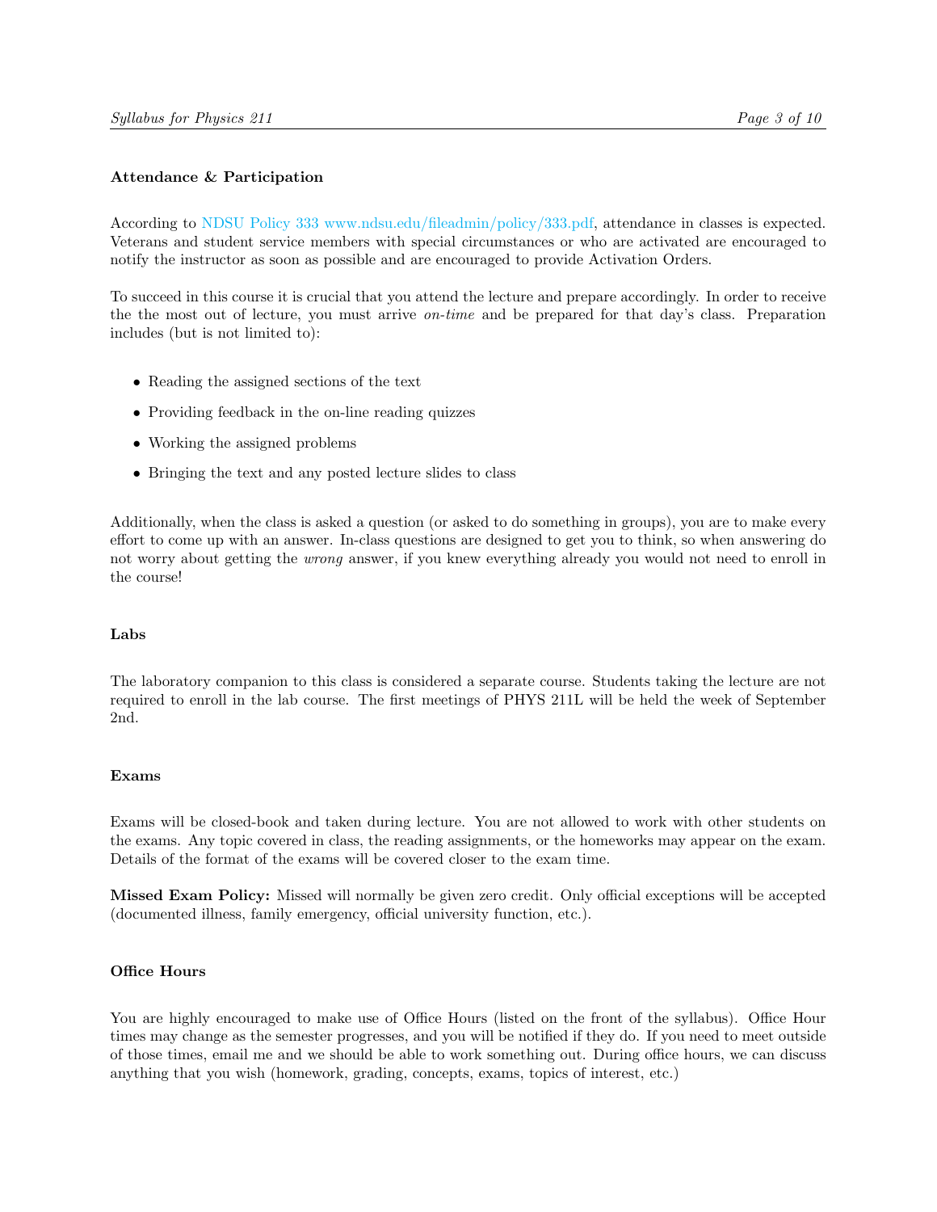### Attendance & Participation

According to [NDSU Policy 333 www.ndsu.edu/fileadmin/policy/333.pdf](www.ndsu.edu/fileadmin/policy/333.pdf), attendance in classes is expected. Veterans and student service members with special circumstances or who are activated are encouraged to notify the instructor as soon as possible and are encouraged to provide Activation Orders.

To succeed in this course it is crucial that you attend the lecture and prepare accordingly. In order to receive the the most out of lecture, you must arrive *on-time* and be prepared for that day's class. Preparation includes (but is not limited to):

- Reading the assigned sections of the text
- Providing feedback in the on-line reading quizzes
- Working the assigned problems
- Bringing the text and any posted lecture slides to class

Additionally, when the class is asked a question (or asked to do something in groups), you are to make every effort to come up with an answer. In-class questions are designed to get you to think, so when answering do not worry about getting the *wrong* answer, if you knew everything already you would not need to enroll in the course!

### Labs

The laboratory companion to this class is considered a separate course. Students taking the lecture are not required to enroll in the lab course. The first meetings of PHYS 211L will be held the week of September 2nd.

### Exams

Exams will be closed-book and taken during lecture. You are not allowed to work with other students on the exams. Any topic covered in class, the reading assignments, or the homeworks may appear on the exam. Details of the format of the exams will be covered closer to the exam time.

**Missed Exam Policy:** Missed will normally be given zero credit. Only official exceptions will be accepted (documented illness, family emergency, official university function, etc.).

### Office Hours

You are highly encouraged to make use of Office Hours (listed on the front of the syllabus). Office Hour times may change as the semester progresses, and you will be notified if they do. If you need to meet outside of those times, email me and we should be able to work something out. During office hours, we can discuss anything that you wish (homework, grading, concepts, exams, topics of interest, etc.)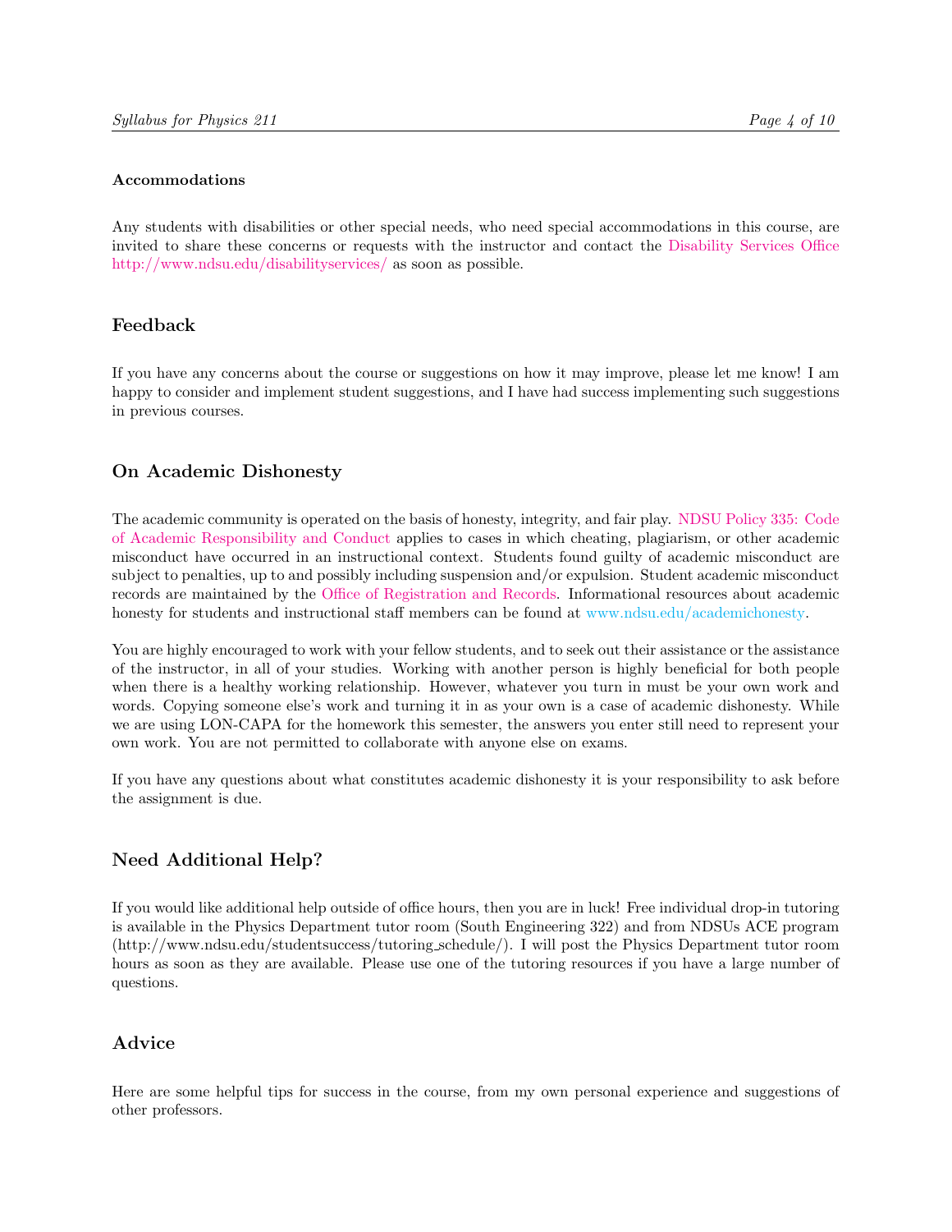#### Accommodations

Any students with disabilities or other special needs, who need special accommodations in this course, are invited to share these concerns or requests with the instructor and contact the Disability Services Office http://www.ndsu.edu/disabilityservices/ as soon as possible.

### Feedback

If you have any concerns about the course or suggestions on how it may improve, please let me know! I am happy to consider and implement student suggestions, and I have had success implementing such suggestions in previous courses.

### On Academic Dishonesty

The academic community is operated on the basis of honesty, integrity, and fair play. NDSU Policy 335: Code of Academic Responsibility and Conduct applies to cases in which cheating, plagiarism, or other academic misconduct have occurred in an instructional context. Students found guilty of academic misconduct are subject to penalties, up to and possibly including suspension and/or expulsion. Student academic misconduct records are maintained by the Office of Registration and Records. Informational resources about academic honesty for students and instructional staff members can be found at www.ndsu.edu/academichonesty.

You are highly encouraged to work with your fellow students, and to seek out their assistance or the assistance of the instructor, in all of your studies. Working with another person is highly beneficial for both people when there is a healthy working relationship. However, whatever you turn in must be your own work and words. Copying someone else's work and turning it in as your own is a case of academic dishonesty. While we are using LON-CAPA for the homework this semester, the answers you enter still need to represent your own work. You are not permitted to collaborate with anyone else on exams.

If you have any questions about what constitutes academic dishonesty it is your responsibility to ask before the assignment is due.

### Need Additional Help?

If you would like additional help outside of office hours, then you are in luck! Free individual drop-in tutoring is available in the Physics Department tutor room (South Engineering 322) and from NDSUs ACE program (http://www.ndsu.edu/studentsuccess/tutoring_schedule/). I will post the Physics Department tutor room hours as soon as they are available. Please use one of the tutoring resources if you have a large number of questions.

### Advice

Here are some helpful tips for success in the course, from my own personal experience and suggestions of other professors.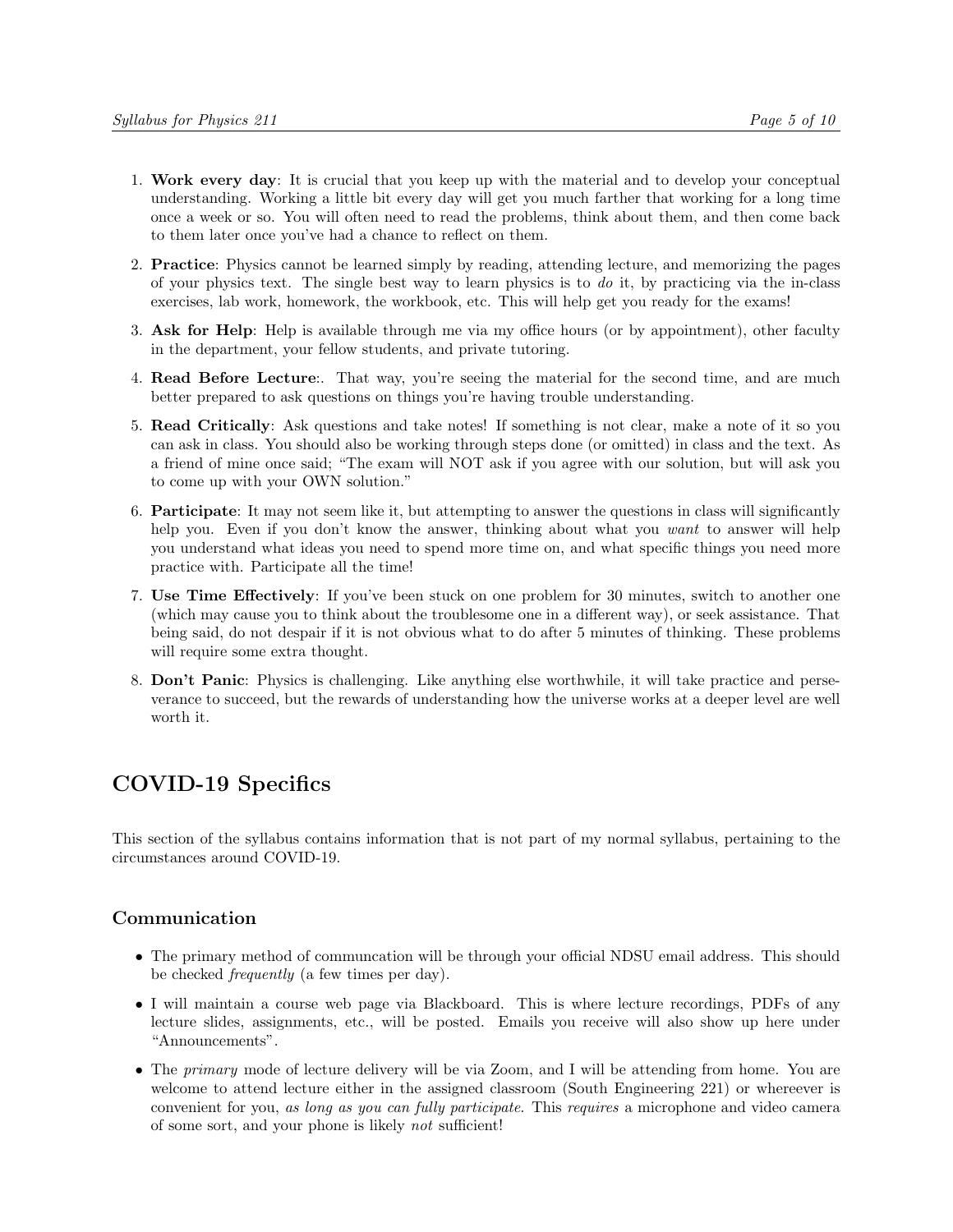1. **Work every day**: It is crucial that you keep up with the material and to develop your conceptual understanding. Working a little bit every day will get you much farther that working for a long time once a week or so. You will often need to read the problems, think about them, and then come back to them later once you've had a chance to reflect on them.

2. **Practice**: Physics cannot be learned simply by reading, attending lecture, and memorizing the pages of your physics text. The single best way to learn physics is to *do* it, by practicing via the in-class exercises, lab work, homework, the workbook, etc. This will help get you ready for the exams!

3. **Ask for Help**: Help is available through me via my office hours (or by appointment), other faculty in the department, your fellow students, and private tutoring.

4. **Read Before Lecture**:. That way, you're seeing the material for the second time, and are much better prepared to ask questions on things you're having trouble understanding.

5. **Read Critically**: Ask questions and take notes! If something is not clear, make a note of it so you can ask in class. You should also be working through steps done (or omitted) in class and the text. As a friend of mine once said; "The exam will NOT ask if you agree with our solution, but will ask you to come up with your OWN solution."

6. **Participate**: It may not seem like it, but attempting to answer the questions in class will significantly help you. Even if you don't know the answer, thinking about what you *want* to answer will help you understand what ideas you need to spend more time on, and what specific things you need more practice with. Participate all the time!

7. **Use Time Effectively**: If you've been stuck on one problem for 30 minutes, switch to another one (which may cause you to think about the troublesome one in a different way), or seek assistance. That being said, do not despair if it is not obvious what to do after 5 minutes of thinking. These problems will require some extra thought.

8. **Don't Panic**: Physics is challenging. Like anything else worthwhile, it will take practice and perseverance to succeed, but the rewards of understanding how the universe works at a deeper level are well worth it.

# COVID-19 Specifics

This section of the syllabus contains information that is not part of my normal syllabus, pertaining to the circumstances around COVID-19.

## Communication

- The primary method of communcation will be through your official NDSU email address. This should be checked *frequently* (a few times per day).
- I will maintain a course web page via Blackboard. This is where lecture recordings, PDFs of any lecture slides, assignments, etc., will be posted. Emails you receive will also show up here under "Announcements".
- The *primary* mode of lecture delivery will be via Zoom, and I will be attending from home. You are welcome to attend lecture either in the assigned classroom (South Engineering 221) or whereever is convenient for you, *as long as you can fully participate*. This *requires* a microphone and video camera of some sort, and your phone is likely *not* sufficient!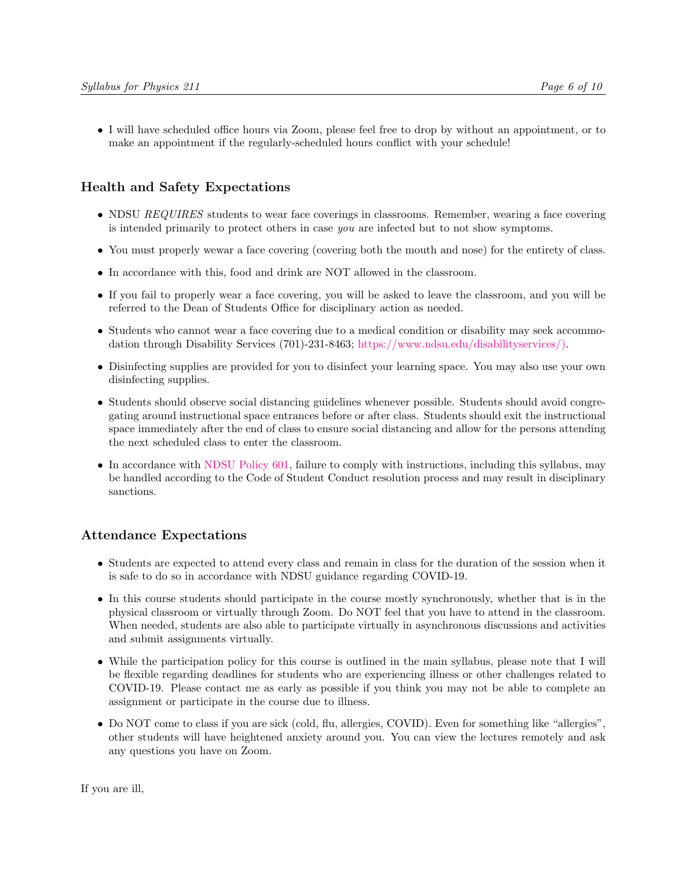- I will have scheduled office hours via Zoom, please feel free to drop by without an appointment, or to make an appointment if the regularly-scheduled hours conflict with your schedule!

## Health and Safety Expectations

- NDSU *REQUIRES* students to wear face coverings in classrooms. Remember, wearing a face covering is intended primarily to protect others in case *you* are infected but to not show symptoms.
- You must properly wewar a face covering (covering both the mouth and nose) for the entirety of class.
- In accordance with this, food and drink are NOT allowed in the classroom.
- If you fail to properly wear a face covering, you will be asked to leave the classroom, and you will be referred to the Dean of Students Office for disciplinary action as needed.
- Students who cannot wear a face covering due to a medical condition or disability may seek accommodation through Disability Services (701)-231-8463; https://www.ndsu.edu/disabilityservices/).
- Disinfecting supplies are provided for you to disinfect your learning space. You may also use your own disinfecting supplies.
- Students should observe social distancing guidelines whenever possible. Students should avoid congregating around instructional space entrances before or after class. Students should exit the instructional space immediately after the end of class to ensure social distancing and allow for the persons attending the next scheduled class to enter the classroom.
- In accordance with NDSU Policy 601, failure to comply with instructions, including this syllabus, may be handled according to the Code of Student Conduct resolution process and may result in disciplinary sanctions.

## Attendance Expectations

- Students are expected to attend every class and remain in class for the duration of the session when it is safe to do so in accordance with NDSU guidance regarding COVID-19.
- In this course students should participate in the course mostly synchronously, whether that is in the physical classroom or virtually through Zoom. Do NOT feel that you have to attend in the classroom. When needed, students are also able to participate virtually in asynchronous discussions and activities and submit assignments virtually.
- While the participation policy for this course is outlined in the main syllabus, please note that I will be flexible regarding deadlines for students who are experiencing illness or other challenges related to COVID-19. Please contact me as early as possible if you think you may not be able to complete an assignment or participate in the course due to illness.
- Do NOT come to class if you are sick (cold, flu, allergies, COVID). Even for something like "allergies", other students will have heightened anxiety around you. You can view the lectures remotely and ask any questions you have on Zoom.

If you are ill,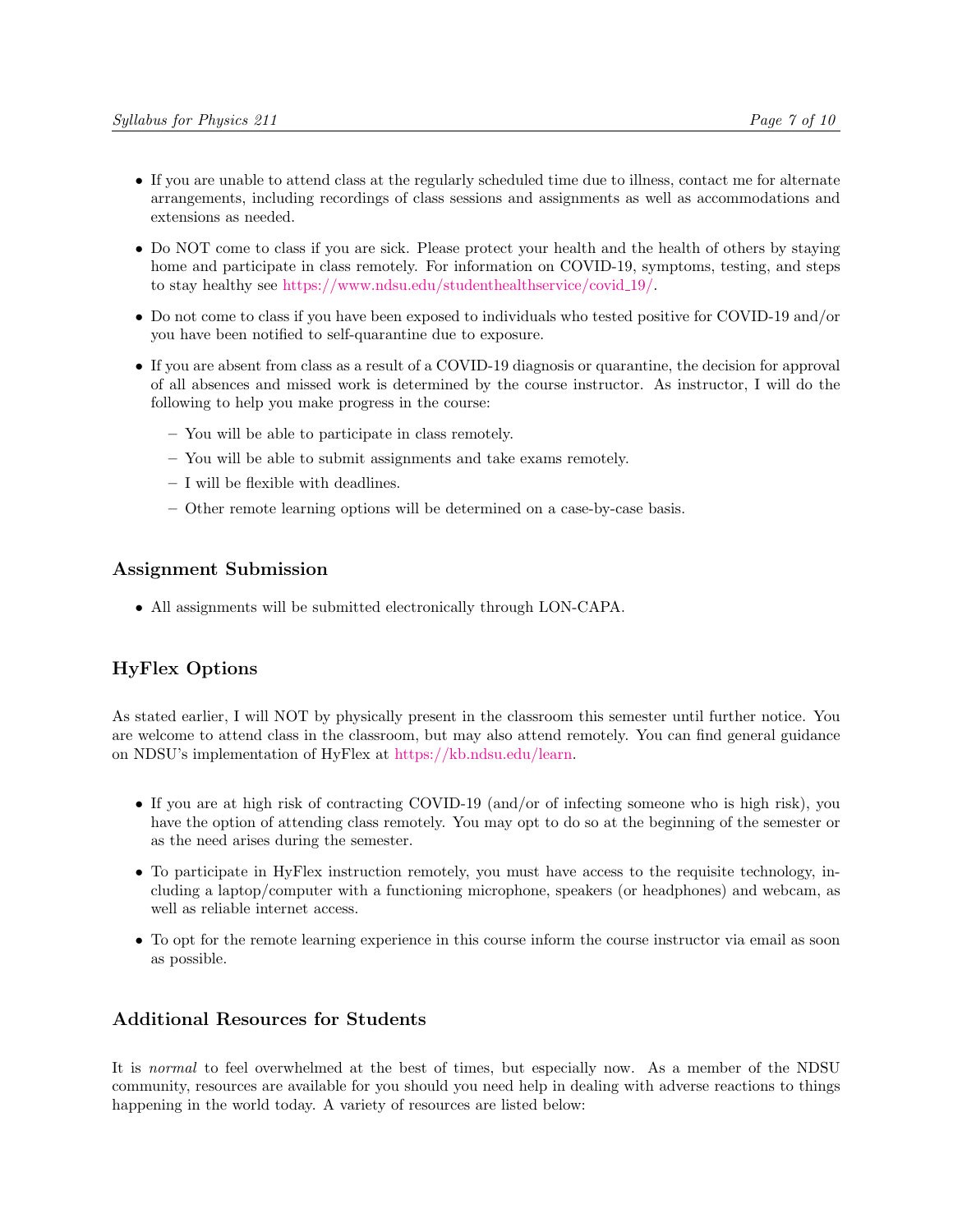- If you are unable to attend class at the regularly scheduled time due to illness, contact me for alternate arrangements, including recordings of class sessions and assignments as well as accommodations and extensions as needed.
- Do NOT come to class if you are sick. Please protect your health and the health of others by staying home and participate in class remotely. For information on COVID-19, symptoms, testing, and steps to stay healthy see https://www.ndsu.edu/studenthealthservice/covid_19/.
- Do not come to class if you have been exposed to individuals who tested positive for COVID-19 and/or you have been notified to self-quarantine due to exposure.
- If you are absent from class as a result of a COVID-19 diagnosis or quarantine, the decision for approval of all absences and missed work is determined by the course instructor. As instructor, I will do the following to help you make progress in the course:
  - You will be able to participate in class remotely.
  - You will be able to submit assignments and take exams remotely.
  - I will be flexible with deadlines.
  - Other remote learning options will be determined on a case-by-case basis.

## Assignment Submission

- All assignments will be submitted electronically through LON-CAPA.

## HyFlex Options

As stated earlier, I will NOT by physically present in the classroom this semester until further notice. You are welcome to attend class in the classroom, but may also attend remotely. You can find general guidance on NDSU's implementation of HyFlex at https://kb.ndsu.edu/learn.

- If you are at high risk of contracting COVID-19 (and/or of infecting someone who is high risk), you have the option of attending class remotely. You may opt to do so at the beginning of the semester or as the need arises during the semester.
- To participate in HyFlex instruction remotely, you must have access to the requisite technology, including a laptop/computer with a functioning microphone, speakers (or headphones) and webcam, as well as reliable internet access.
- To opt for the remote learning experience in this course inform the course instructor via email as soon as possible.

## Additional Resources for Students

It is *normal* to feel overwhelmed at the best of times, but especially now. As a member of the NDSU community, resources are available for you should you need help in dealing with adverse reactions to things happening in the world today. A variety of resources are listed below: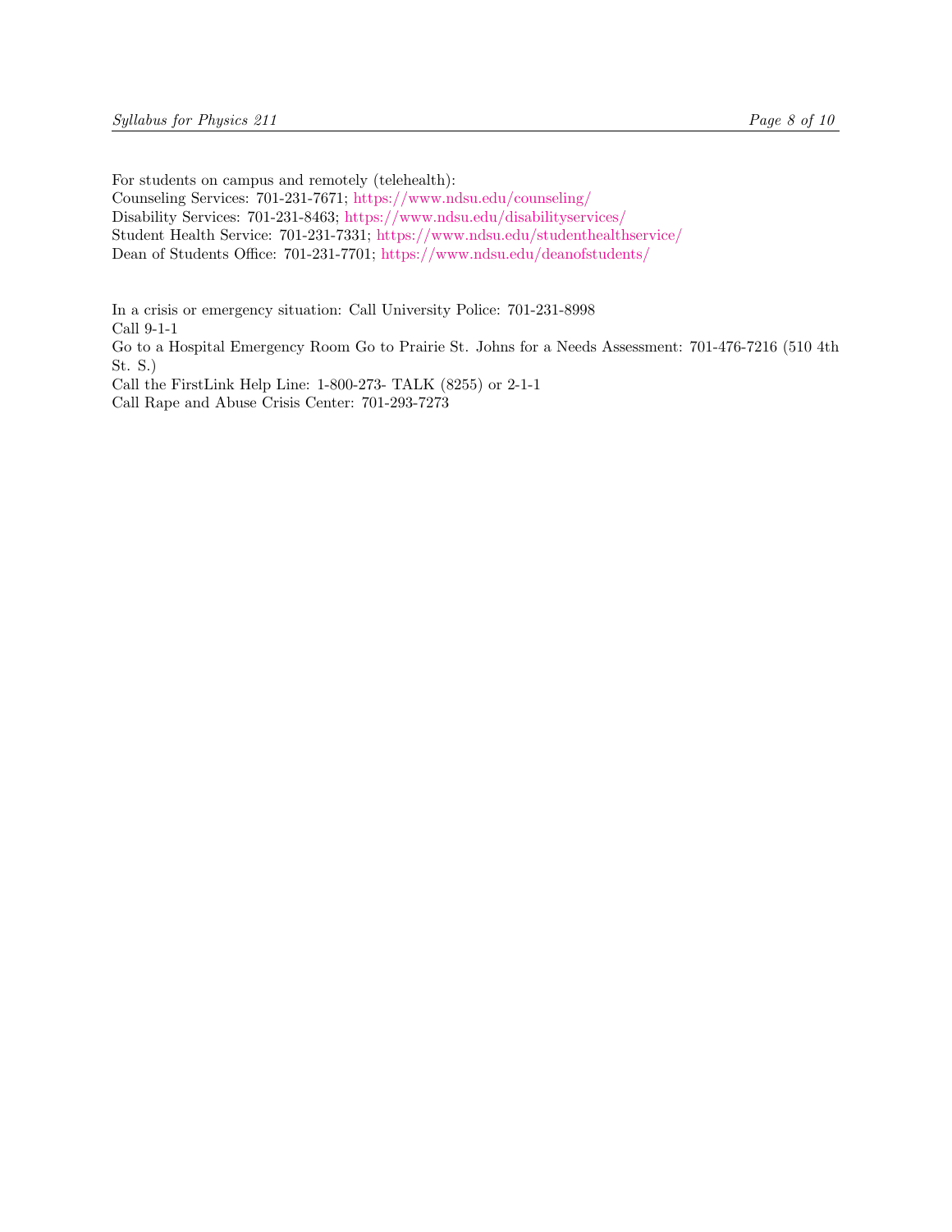For students on campus and remotely (telehealth):
Counseling Services: 701-231-7671; https://www.ndsu.edu/counseling/
Disability Services: 701-231-8463; https://www.ndsu.edu/disabilityservices/
Student Health Service: 701-231-7331; https://www.ndsu.edu/studenthealthservice/
Dean of Students Office: 701-231-7701; https://www.ndsu.edu/deanofstudents/

In a crisis or emergency situation: Call University Police: 701-231-8998
Call 9-1-1
Go to a Hospital Emergency Room Go to Prairie St. Johns for a Needs Assessment: 701-476-7216 (510 4th St. S.)
Call the FirstLink Help Line: 1-800-273- TALK (8255) or 2-1-1
Call Rape and Abuse Crisis Center: 701-293-7273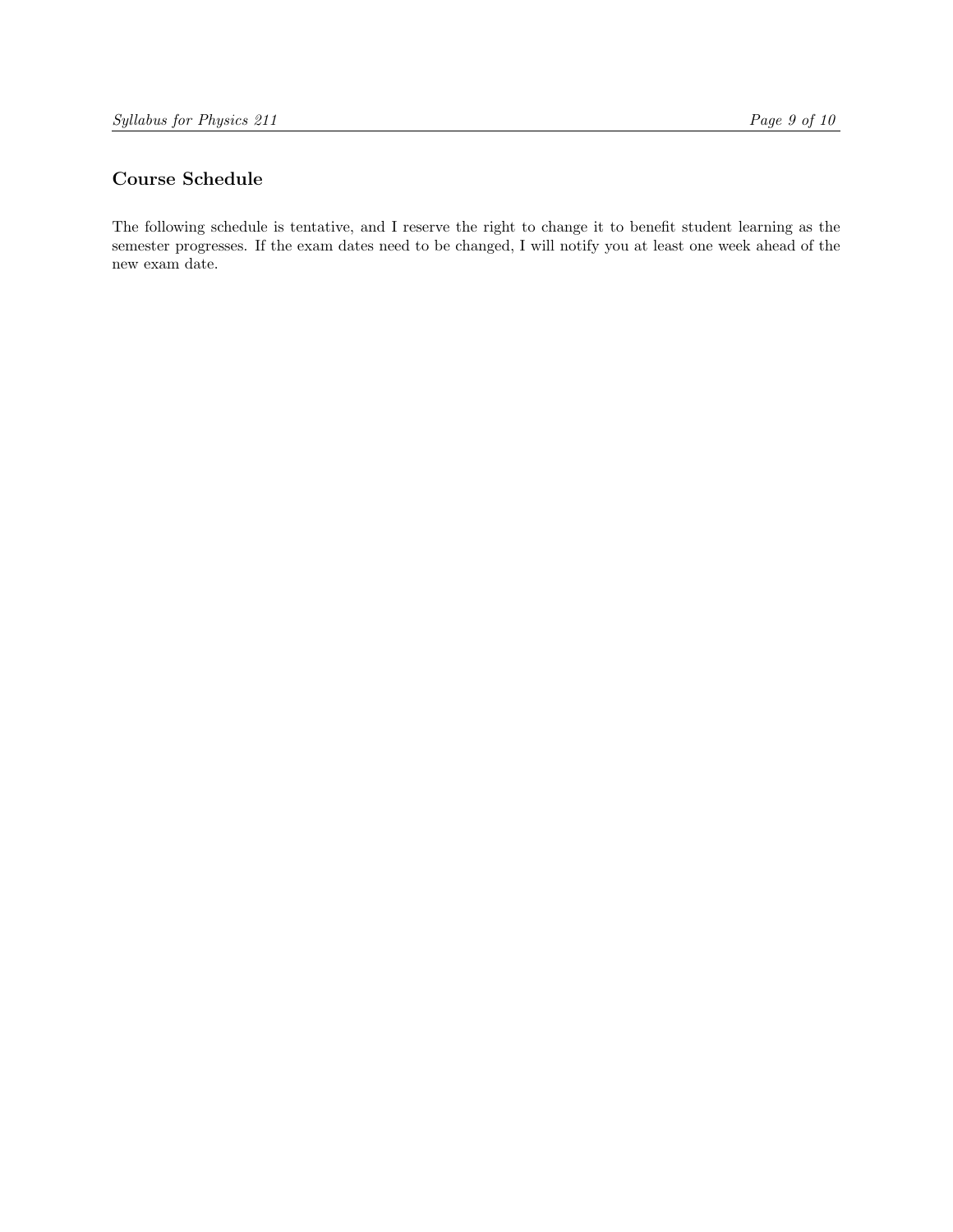## Course Schedule

The following schedule is tentative, and I reserve the right to change it to benefit student learning as the semester progresses. If the exam dates need to be changed, I will notify you at least one week ahead of the new exam date.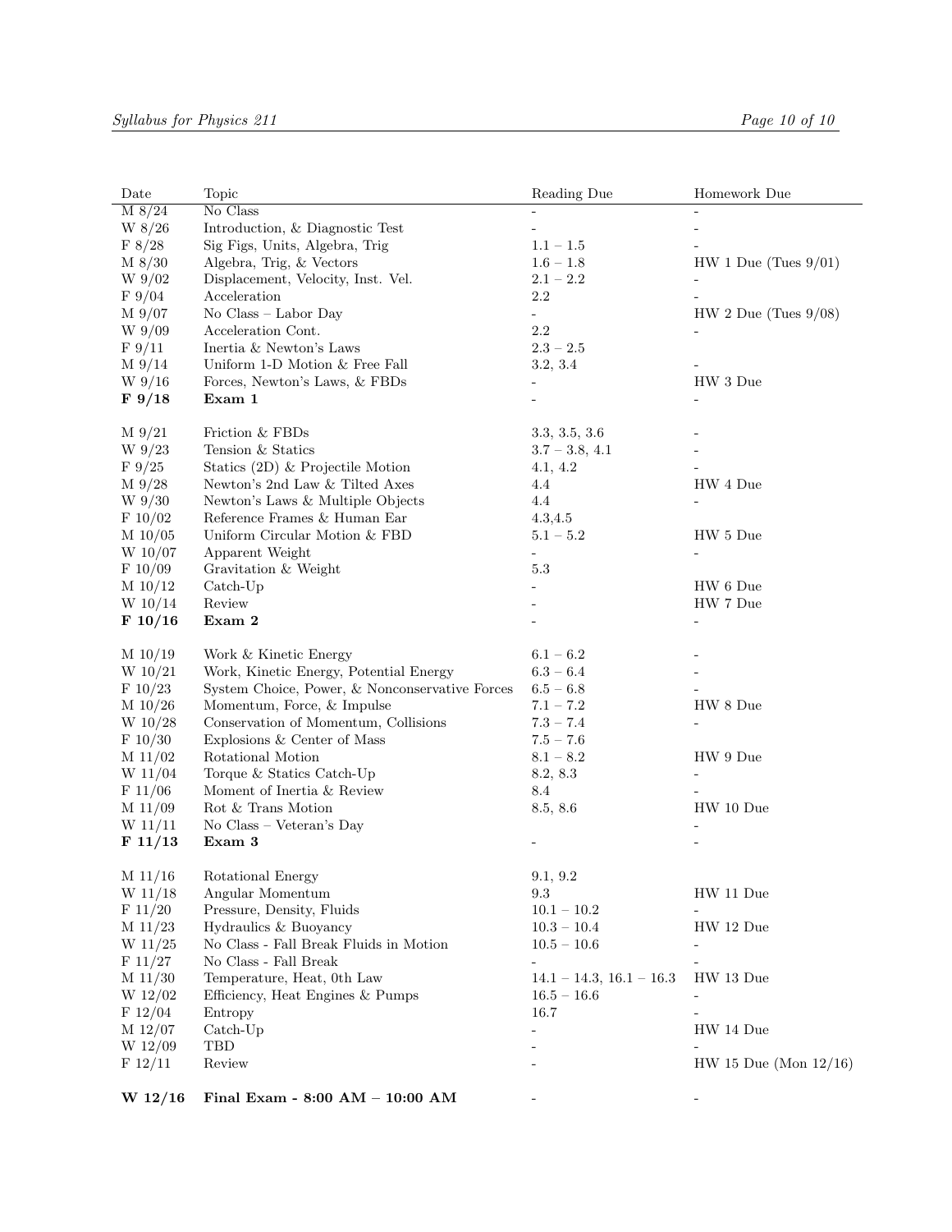| Date | Topic | Reading Due | Homework Due |
|---|---|---|---|
| M 8/24 | No Class | - | - |
| W 8/26 | Introduction, & Diagnostic Test | - | - |
| F 8/28 | Sig Figs, Units, Algebra, Trig | 1.1 – 1.5 | - |
| M 8/30 | Algebra, Trig, & Vectors | 1.6 – 1.8 | HW 1 Due (Tues 9/01) |
| W 9/02 | Displacement, Velocity, Inst. Vel. | 2.1 – 2.2 | - |
| F 9/04 | Acceleration | 2.2 | - |
| M 9/07 | No Class – Labor Day | - | HW 2 Due (Tues 9/08) |
| W 9/09 | Acceleration Cont. | 2.2 | - |
| F 9/11 | Inertia & Newton's Laws | 2.3 – 2.5 | |
| M 9/14 | Uniform 1-D Motion & Free Fall | 3.2, 3.4 | - |
| W 9/16 | Forces, Newton's Laws, & FBDs | - | HW 3 Due |
| **F 9/18** | **Exam 1** | - | - |
| | | | |
| M 9/21 | Friction & FBDs | 3.3, 3.5, 3.6 | - |
| W 9/23 | Tension & Statics | 3.7 – 3.8, 4.1 | - |
| F 9/25 | Statics (2D) & Projectile Motion | 4.1, 4.2 | - |
| M 9/28 | Newton's 2nd Law & Tilted Axes | 4.4 | HW 4 Due |
| W 9/30 | Newton's Laws & Multiple Objects | 4.4 | - |
| F 10/02 | Reference Frames & Human Ear | 4.3,4.5 | |
| M 10/05 | Uniform Circular Motion & FBD | 5.1 – 5.2 | HW 5 Due |
| W 10/07 | Apparent Weight | - | - |
| F 10/09 | Gravitation & Weight | 5.3 | |
| M 10/12 | Catch-Up | - | HW 6 Due |
| W 10/14 | Review | - | HW 7 Due |
| **F 10/16** | **Exam 2** | - | - |
| | | | |
| M 10/19 | Work & Kinetic Energy | 6.1 – 6.2 | - |
| W 10/21 | Work, Kinetic Energy, Potential Energy | 6.3 – 6.4 | - |
| F 10/23 | System Choice, Power, & Nonconservative Forces | 6.5 – 6.8 | - |
| M 10/26 | Momentum, Force, & Impulse | 7.1 – 7.2 | HW 8 Due |
| W 10/28 | Conservation of Momentum, Collisions | 7.3 – 7.4 | - |
| F 10/30 | Explosions & Center of Mass | 7.5 – 7.6 | |
| M 11/02 | Rotational Motion | 8.1 – 8.2 | HW 9 Due |
| W 11/04 | Torque & Statics Catch-Up | 8.2, 8.3 | - |
| F 11/06 | Moment of Inertia & Review | 8.4 | - |
| M 11/09 | Rot & Trans Motion | 8.5, 8.6 | HW 10 Due |
| W 11/11 | No Class – Veteran's Day | | - |
| **F 11/13** | **Exam 3** | - | - |
| | | | |
| M 11/16 | Rotational Energy | 9.1, 9.2 | |
| W 11/18 | Angular Momentum | 9.3 | HW 11 Due |
| F 11/20 | Pressure, Density, Fluids | 10.1 – 10.2 | - |
| M 11/23 | Hydraulics & Buoyancy | 10.3 – 10.4 | HW 12 Due |
| W 11/25 | No Class - Fall Break Fluids in Motion | 10.5 – 10.6 | - |
| F 11/27 | No Class - Fall Break | - | - |
| M 11/30 | Temperature, Heat, 0th Law | 14.1 – 14.3, 16.1 – 16.3 | HW 13 Due |
| W 12/02 | Efficiency, Heat Engines & Pumps | 16.5 – 16.6 | - |
| F 12/04 | Entropy | 16.7 | - |
| M 12/07 | Catch-Up | - | HW 14 Due |
| W 12/09 | TBD | - | - |
| F 12/11 | Review | - | HW 15 Due (Mon 12/16) |
| | | | |
| **W 12/16** | **Final Exam - 8:00 AM – 10:00 AM** | - | - |